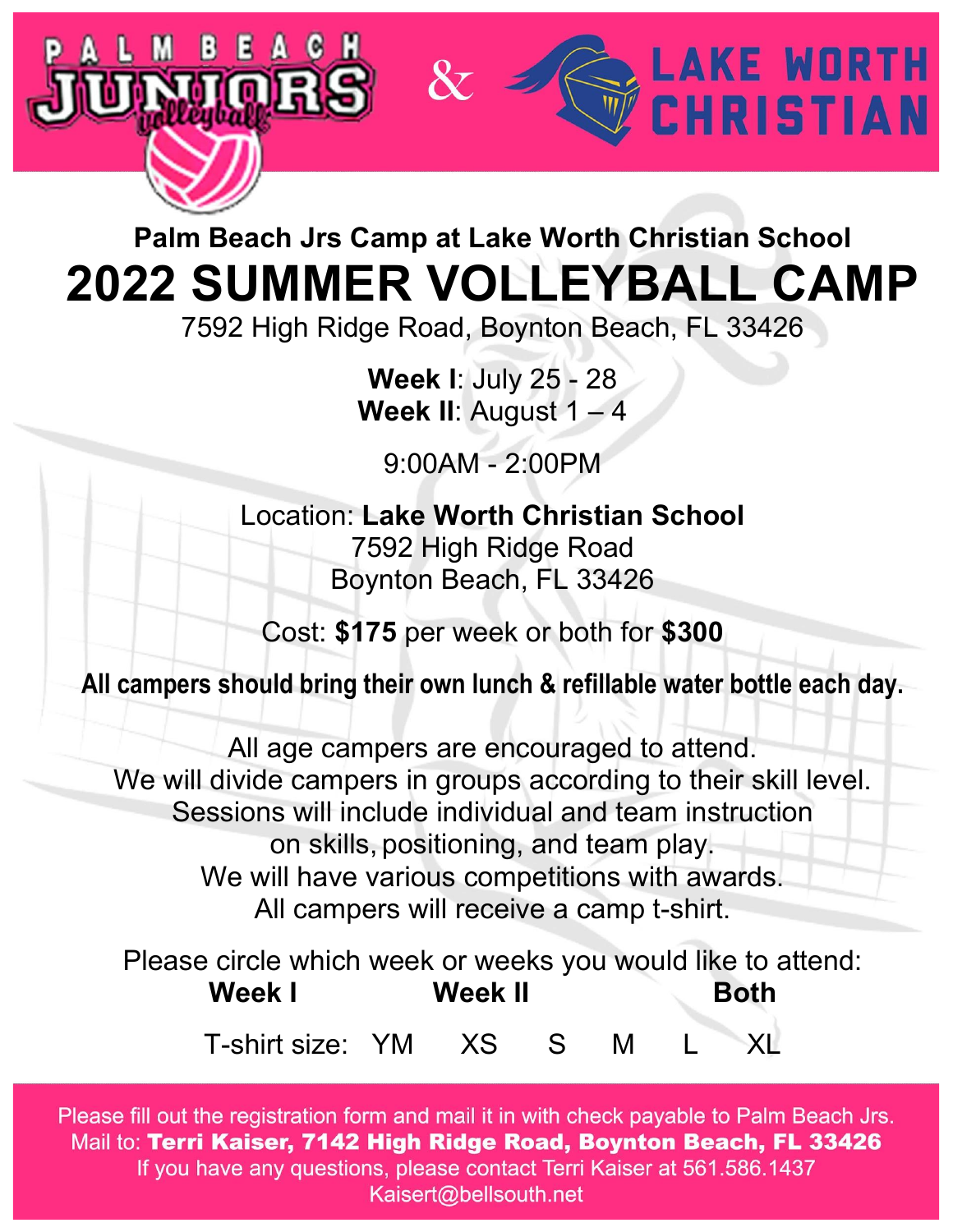PALM BEACH JUNIORS volleyball & LAKE WORTH CHRISTIAN

**Palm Beach Jrs Camp at Lake Worth Christian School**

# 2022 SUMMER VOLLEYBALL CAMP

7592 High Ridge Road, Boynton Beach, FL 33426

**Week I**: July 25 - 28
**Week II**: August 1 – 4

9:00AM - 2:00PM

Location: **Lake Worth Christian School**
7592 High Ridge Road
Boynton Beach, FL 33426

Cost: **$175** per week or both for **$300**

**All campers should bring their own lunch & refillable water bottle each day.**

All age campers are encouraged to attend.
We will divide campers in groups according to their skill level.
Sessions will include individual and team instruction
on skills, positioning, and team play.
We will have various competitions with awards.
All campers will receive a camp t-shirt.

Please circle which week or weeks you would like to attend:

**Week I** **Week II** **Both**

T-shirt size: YM XS S M L XL

Please fill out the registration form and mail it in with check payable to Palm Beach Jrs.
Mail to: **Terri Kaiser, 7142 High Ridge Road, Boynton Beach, FL 33426**
If you have any questions, please contact Terri Kaiser at 561.586.1437
Kaisert@bellsouth.net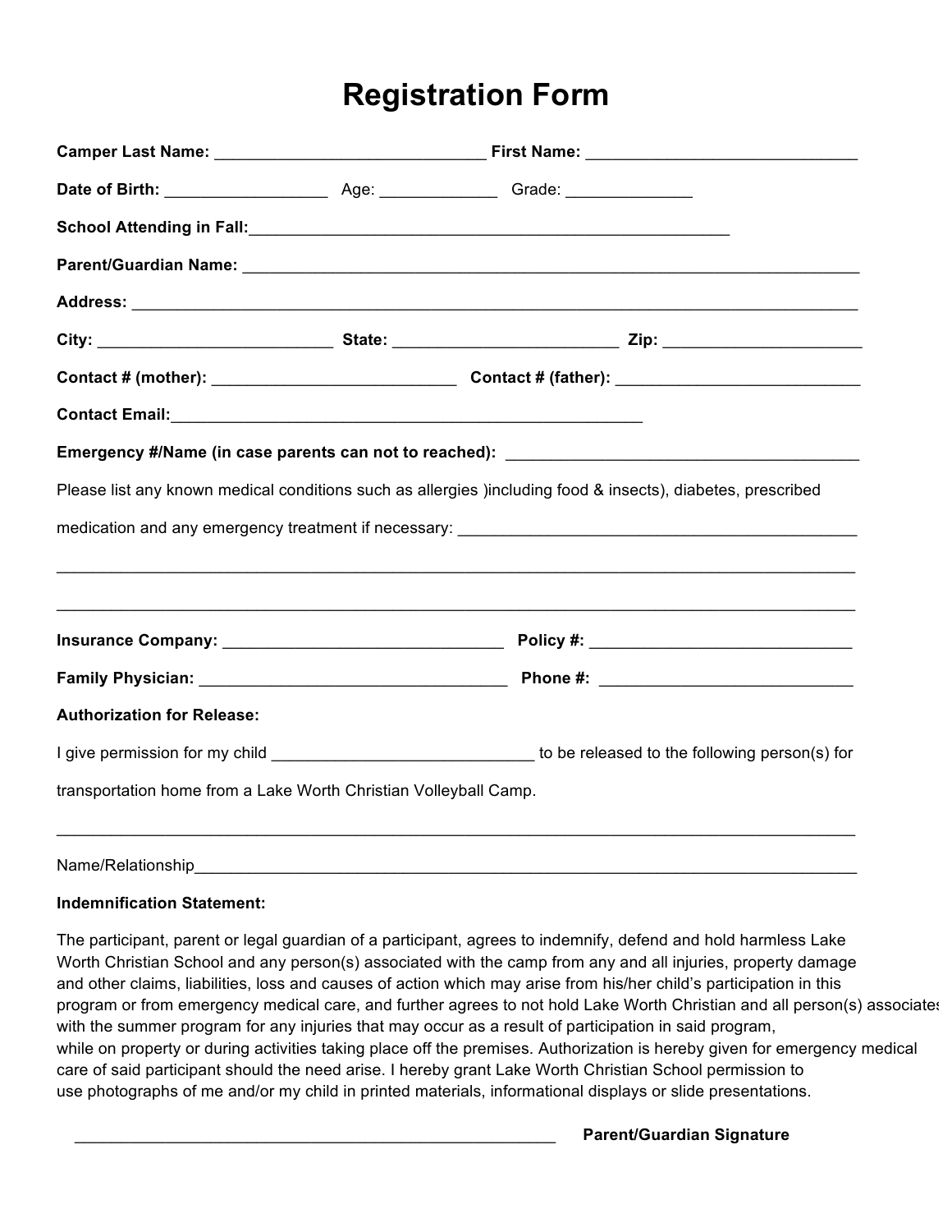# Registration Form

**Camper Last Name:** ______________________________ **First Name:** ______________________________

**Date of Birth:** __________________ Age: _____________ Grade: ______________

**School Attending in Fall:**______________________________________________________

**Parent/Guardian Name:** ______________________________________________________________________

**Address:** ___________________________________________________________________________

**City:** ___________________________ **State:** _________________________ **Zip:** _____________________

**Contact # (mother):** ___________________________ **Contact # (father):** ___________________________

**Contact Email:**____________________________________________________

**Emergency #/Name (in case parents can not to reached):** ______________________________________

Please list any known medical conditions such as allergies )including food & insects), diabetes, prescribed

medication and any emergency treatment if necessary: ____________________________________________

_________________________________________________________________________________________

_________________________________________________________________________________________

**Insurance Company:** _______________________________ **Policy #:** _____________________________

**Family Physician:** __________________________________ **Phone #:** ____________________________

**Authorization for Release:**

I give permission for my child _____________________________ to be released to the following person(s) for

transportation home from a Lake Worth Christian Volleyball Camp.

_________________________________________________________________________________________

Name/Relationship______________________________________________________________________

**Indemnification Statement:**

The participant, parent or legal guardian of a participant, agrees to indemnify, defend and hold harmless Lake Worth Christian School and any person(s) associated with the camp from any and all injuries, property damage and other claims, liabilities, loss and causes of action which may arise from his/her child's participation in this program or from emergency medical care, and further agrees to not hold Lake Worth Christian and all person(s) associates with the summer program for any injuries that may occur as a result of participation in said program, while on property or during activities taking place off the premises. Authorization is hereby given for emergency medical care of said participant should the need arise. I hereby grant Lake Worth Christian School permission to use photographs of me and/or my child in printed materials, informational displays or slide presentations.

______________________________________________________ **Parent/Guardian Signature**